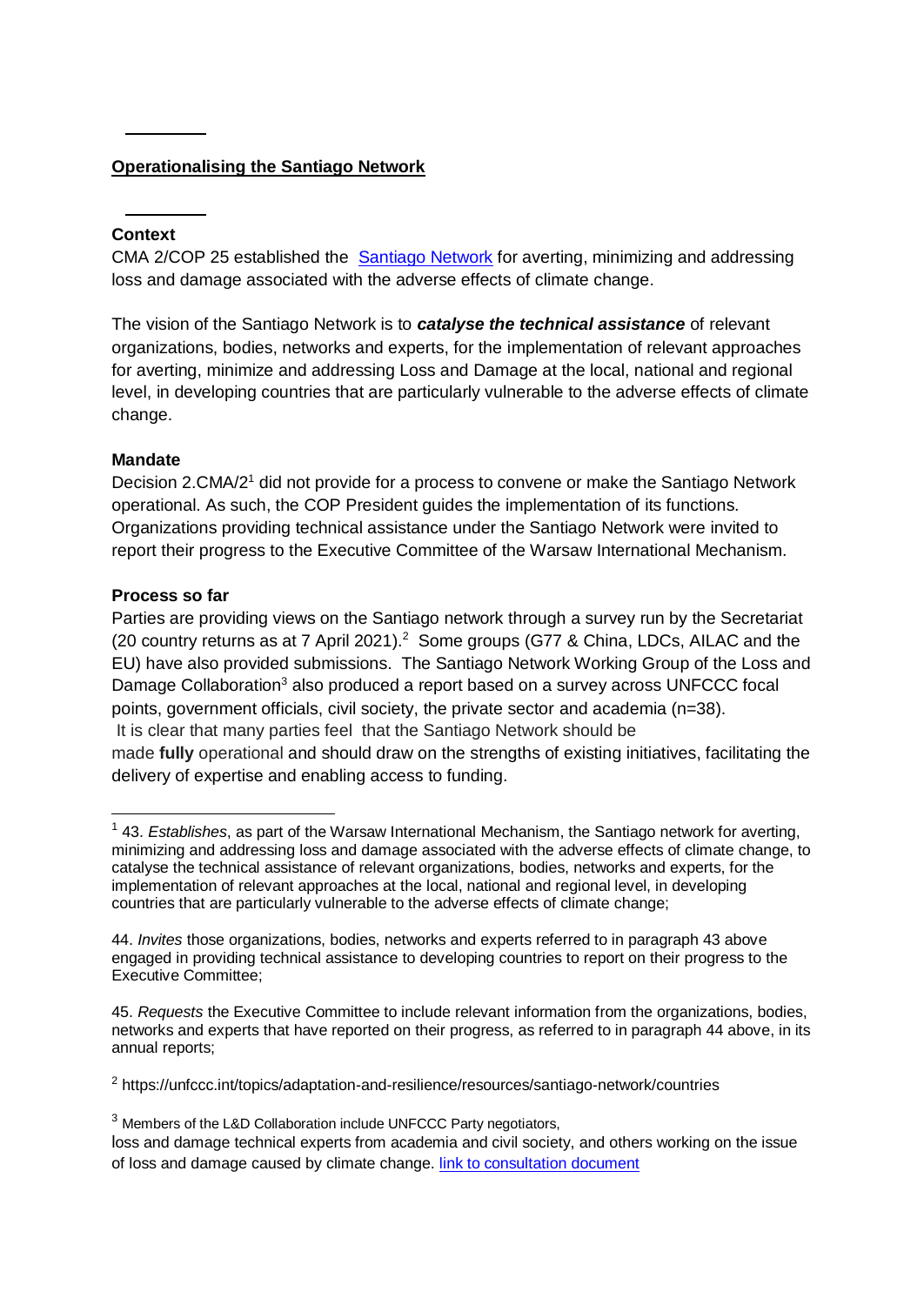## Operationalising the Santiago Network

**Context**

CMA 2/COP 25 established the Santiago Network for averting, minimizing and addressing loss and damage associated with the adverse effects of climate change.

The vision of the Santiago Network is to ***catalyse the technical assistance*** of relevant organizations, bodies, networks and experts, for the implementation of relevant approaches for averting, minimize and addressing Loss and Damage at the local, national and regional level, in developing countries that are particularly vulnerable to the adverse effects of climate change.

**Mandate**

Decision 2.CMA/2[1] did not provide for a process to convene or make the Santiago Network operational. As such, the COP President guides the implementation of its functions. Organizations providing technical assistance under the Santiago Network were invited to report their progress to the Executive Committee of the Warsaw International Mechanism.

**Process so far**

Parties are providing views on the Santiago network through a survey run by the Secretariat (20 country returns as at 7 April 2021).[2] Some groups (G77 & China, LDCs, AILAC and the EU) have also provided submissions. The Santiago Network Working Group of the Loss and Damage Collaboration[3] also produced a report based on a survey across UNFCCC focal points, government officials, civil society, the private sector and academia (n=38).

It is clear that many parties feel that the Santiago Network should be made **fully** operational and should draw on the strengths of existing initiatives, facilitating the delivery of expertise and enabling access to funding.

---

[1] 43. *Establishes*, as part of the Warsaw International Mechanism, the Santiago network for averting, minimizing and addressing loss and damage associated with the adverse effects of climate change, to catalyse the technical assistance of relevant organizations, bodies, networks and experts, for the implementation of relevant approaches at the local, national and regional level, in developing countries that are particularly vulnerable to the adverse effects of climate change;

44. *Invites* those organizations, bodies, networks and experts referred to in paragraph 43 above engaged in providing technical assistance to developing countries to report on their progress to the Executive Committee;

45. *Requests* the Executive Committee to include relevant information from the organizations, bodies, networks and experts that have reported on their progress, as referred to in paragraph 44 above, in its annual reports;

[2] https://unfccc.int/topics/adaptation-and-resilience/resources/santiago-network/countries

[3] Members of the L&D Collaboration include UNFCCC Party negotiators, loss and damage technical experts from academia and civil society, and others working on the issue of loss and damage caused by climate change. link to consultation document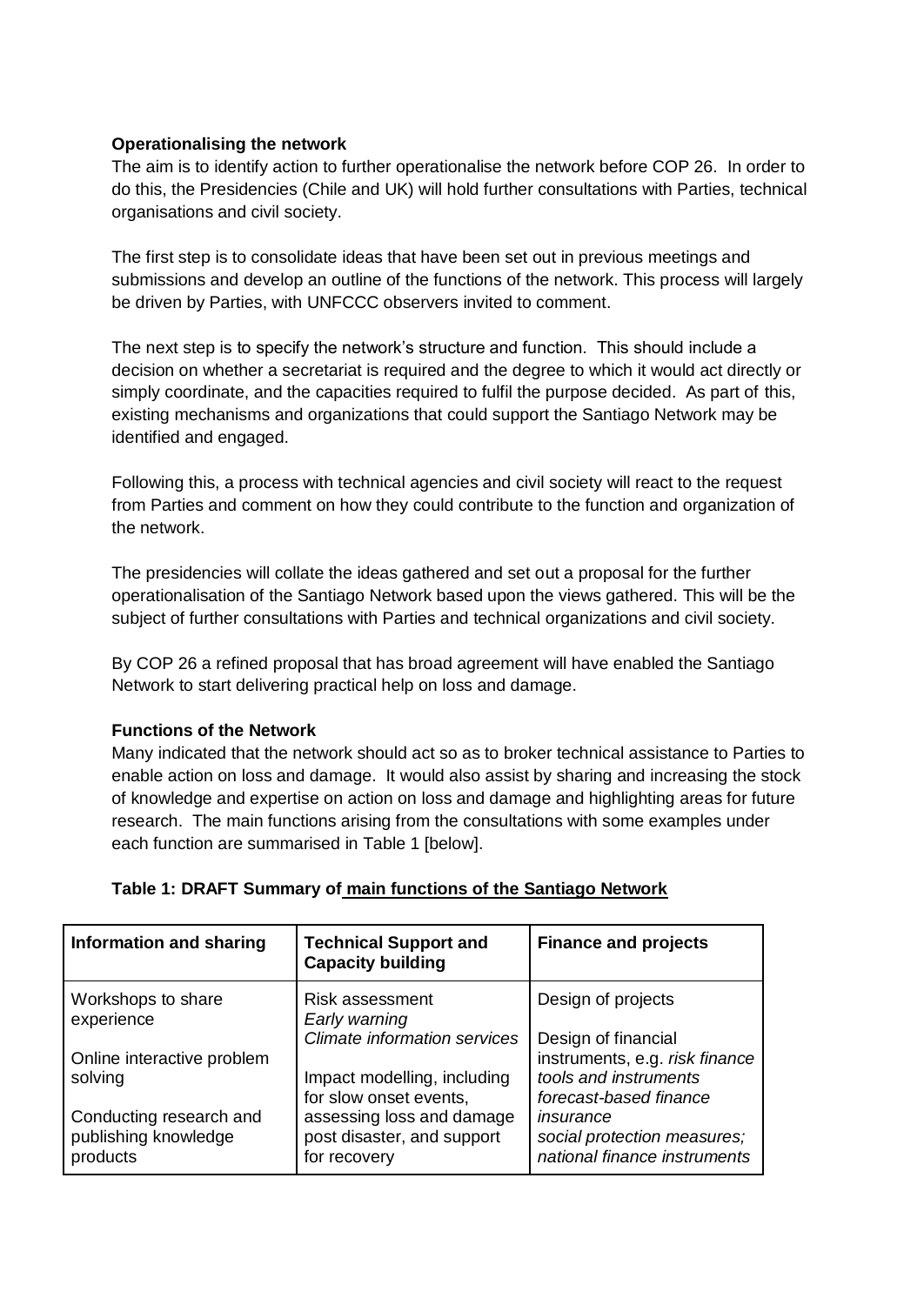**Operationalising the network**

The aim is to identify action to further operationalise the network before COP 26. In order to do this, the Presidencies (Chile and UK) will hold further consultations with Parties, technical organisations and civil society.

The first step is to consolidate ideas that have been set out in previous meetings and submissions and develop an outline of the functions of the network. This process will largely be driven by Parties, with UNFCCC observers invited to comment.

The next step is to specify the network's structure and function. This should include a decision on whether a secretariat is required and the degree to which it would act directly or simply coordinate, and the capacities required to fulfil the purpose decided. As part of this, existing mechanisms and organizations that could support the Santiago Network may be identified and engaged.

Following this, a process with technical agencies and civil society will react to the request from Parties and comment on how they could contribute to the function and organization of the network.

The presidencies will collate the ideas gathered and set out a proposal for the further operationalisation of the Santiago Network based upon the views gathered. This will be the subject of further consultations with Parties and technical organizations and civil society.

By COP 26 a refined proposal that has broad agreement will have enabled the Santiago Network to start delivering practical help on loss and damage.

**Functions of the Network**

Many indicated that the network should act so as to broker technical assistance to Parties to enable action on loss and damage. It would also assist by sharing and increasing the stock of knowledge and expertise on action on loss and damage and highlighting areas for future research. The main functions arising from the consultations with some examples under each function are summarised in Table 1 [below].

**Table 1: DRAFT Summary of main functions of the Santiago Network**

| **Information and sharing** | **Technical Support and Capacity building** | **Finance and projects** |
|---|---|---|
| Workshops to share experience<br><br>Online interactive problem solving<br><br>Conducting research and publishing knowledge products | Risk assessment<br>*Early warning*<br>*Climate information services*<br><br>Impact modelling, including for slow onset events, assessing loss and damage post disaster, and support for recovery | Design of projects<br><br>Design of financial instruments, e.g. *risk finance tools and instruments*<br>*forecast-based finance*<br>*insurance*<br>*social protection measures;*<br>*national finance instruments* |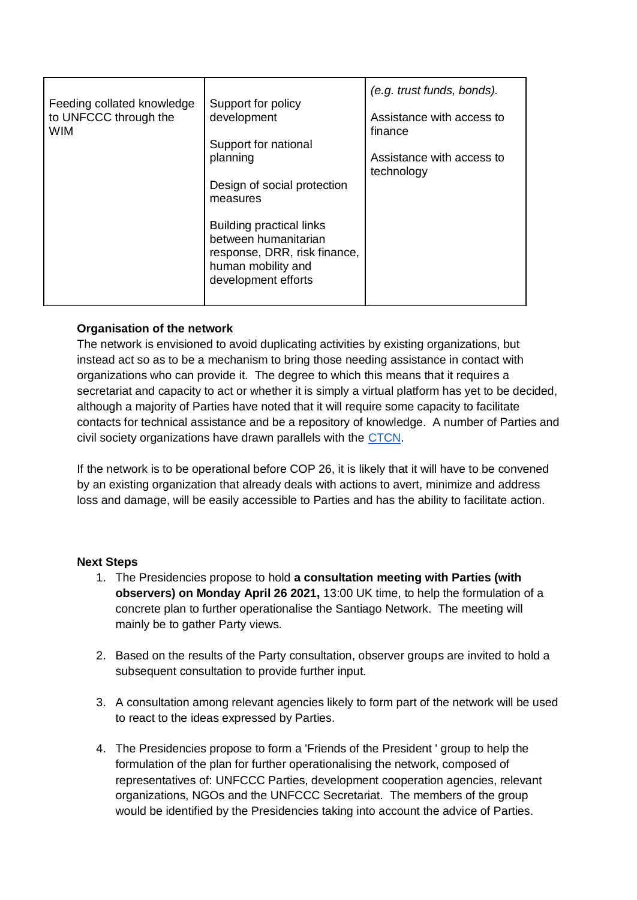| | | |
|---|---|---|
| Feeding collated knowledge to UNFCCC through the WIM | Support for policy development<br><br>Support for national planning<br><br>Design of social protection measures<br><br>Building practical links between humanitarian response, DRR, risk finance, human mobility and development efforts | *(e.g. trust funds, bonds).*<br><br>Assistance with access to finance<br><br>Assistance with access to technology |

**Organisation of the network**

The network is envisioned to avoid duplicating activities by existing organizations, but instead act so as to be a mechanism to bring those needing assistance in contact with organizations who can provide it. The degree to which this means that it requires a secretariat and capacity to act or whether it is simply a virtual platform has yet to be decided, although a majority of Parties have noted that it will require some capacity to facilitate contacts for technical assistance and be a repository of knowledge. A number of Parties and civil society organizations have drawn parallels with the CTCN.

If the network is to be operational before COP 26, it is likely that it will have to be convened by an existing organization that already deals with actions to avert, minimize and address loss and damage, will be easily accessible to Parties and has the ability to facilitate action.

**Next Steps**

1. The Presidencies propose to hold **a consultation meeting with Parties (with observers) on Monday April 26 2021,** 13:00 UK time, to help the formulation of a concrete plan to further operationalise the Santiago Network. The meeting will mainly be to gather Party views.
2. Based on the results of the Party consultation, observer groups are invited to hold a subsequent consultation to provide further input.
3. A consultation among relevant agencies likely to form part of the network will be used to react to the ideas expressed by Parties.
4. The Presidencies propose to form a 'Friends of the President ' group to help the formulation of the plan for further operationalising the network, composed of representatives of: UNFCCC Parties, development cooperation agencies, relevant organizations, NGOs and the UNFCCC Secretariat. The members of the group would be identified by the Presidencies taking into account the advice of Parties.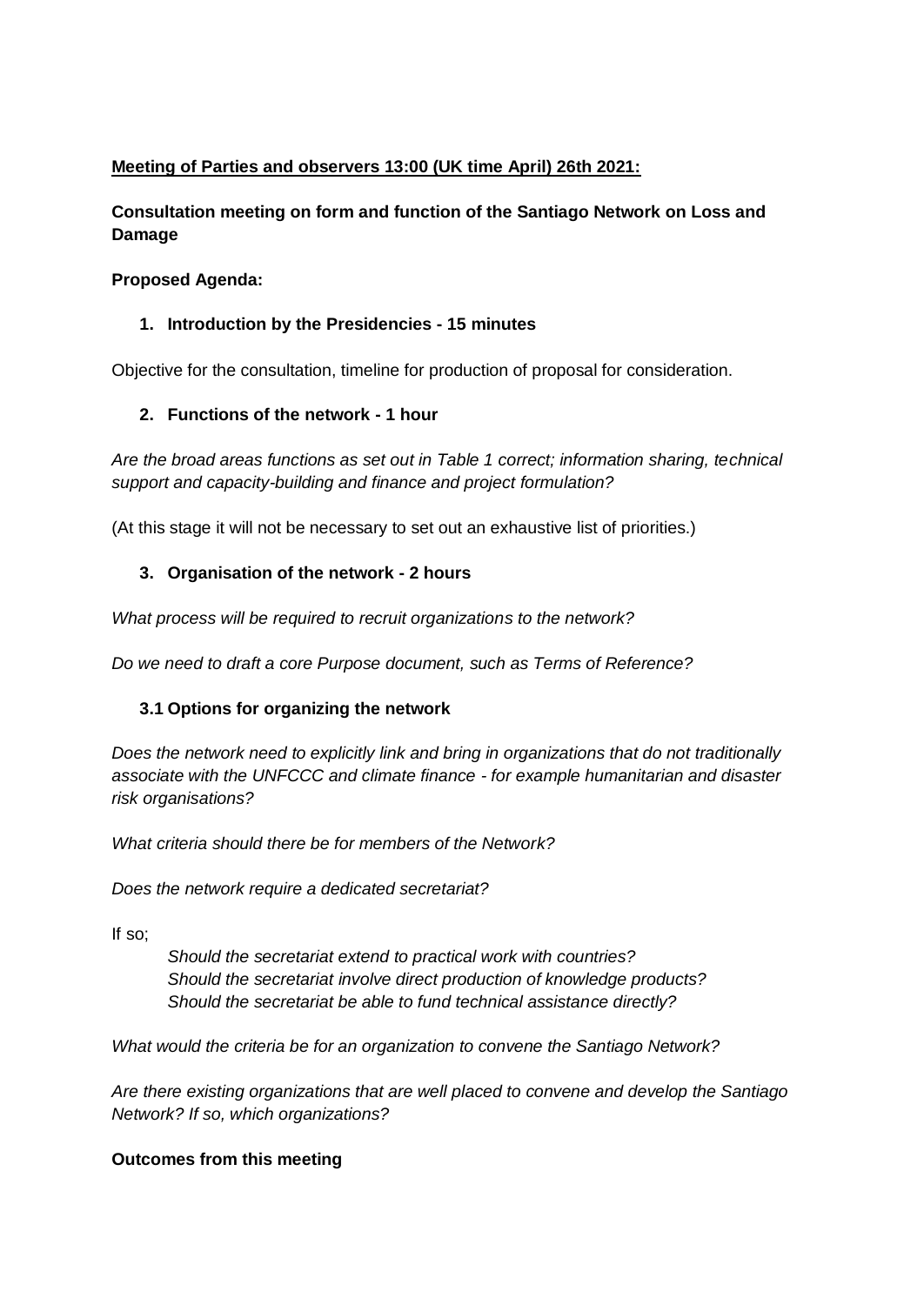**Meeting of Parties and observers 13:00 (UK time April) 26th 2021:**

**Consultation meeting on form and function of the Santiago Network on Loss and Damage**

**Proposed Agenda:**

1. **Introduction by the Presidencies - 15 minutes**

Objective for the consultation, timeline for production of proposal for consideration.

2. **Functions of the network - 1 hour**

*Are the broad areas functions as set out in Table 1 correct; information sharing, technical support and capacity-building and finance and project formulation?*

(At this stage it will not be necessary to set out an exhaustive list of priorities.)

3. **Organisation of the network - 2 hours**

*What process will be required to recruit organizations to the network?*

*Do we need to draft a core Purpose document, such as Terms of Reference?*

**3.1 Options for organizing the network**

*Does the network need to explicitly link and bring in organizations that do not traditionally associate with the UNFCCC and climate finance - for example humanitarian and disaster risk organisations?*

*What criteria should there be for members of the Network?*

*Does the network require a dedicated secretariat?*

If so;

*Should the secretariat extend to practical work with countries?*
*Should the secretariat involve direct production of knowledge products?*
*Should the secretariat be able to fund technical assistance directly?*

*What would the criteria be for an organization to convene the Santiago Network?*

*Are there existing organizations that are well placed to convene and develop the Santiago Network? If so, which organizations?*

**Outcomes from this meeting**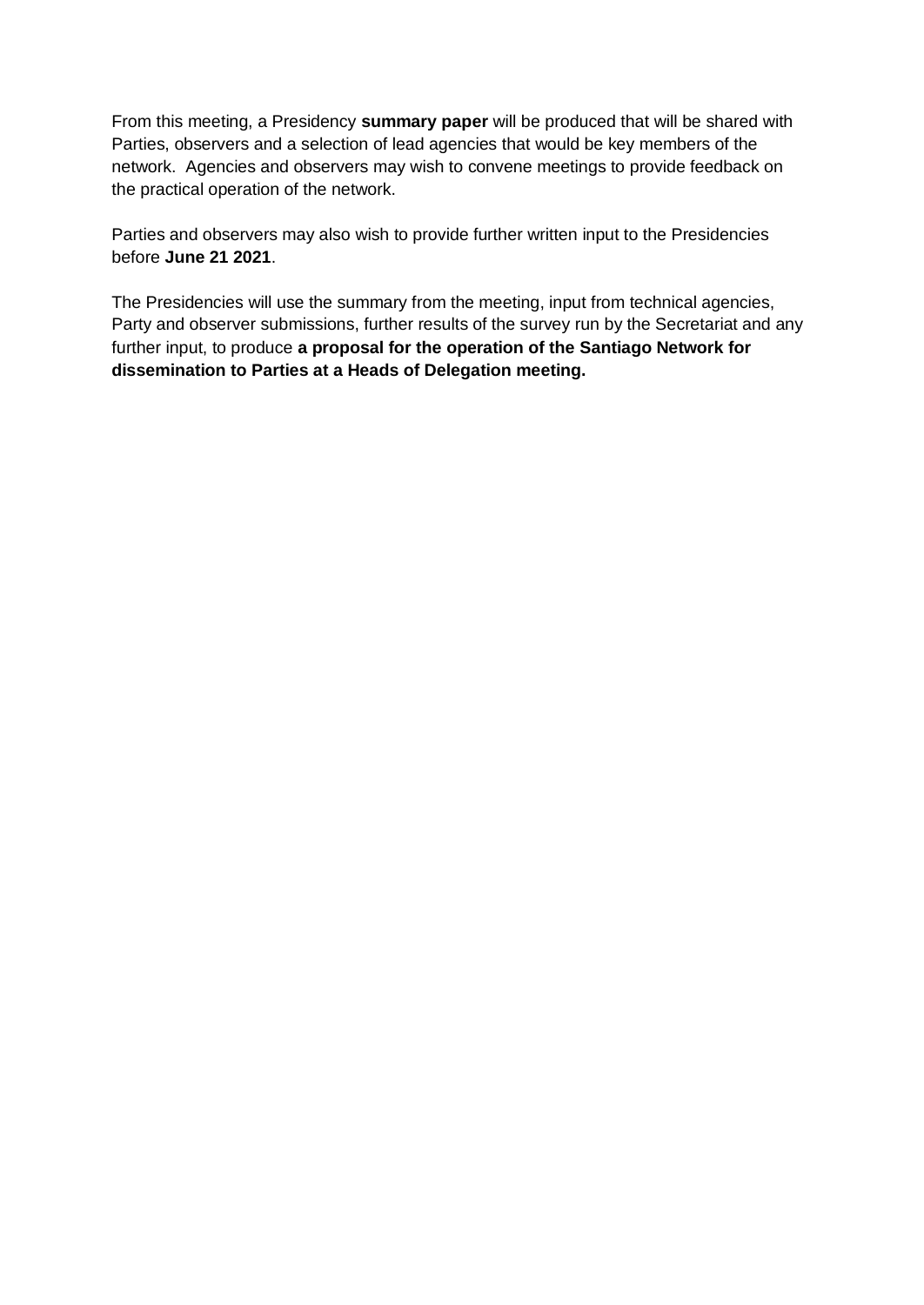From this meeting, a Presidency **summary paper** will be produced that will be shared with Parties, observers and a selection of lead agencies that would be key members of the network. Agencies and observers may wish to convene meetings to provide feedback on the practical operation of the network.

Parties and observers may also wish to provide further written input to the Presidencies before **June 21 2021**.

The Presidencies will use the summary from the meeting, input from technical agencies, Party and observer submissions, further results of the survey run by the Secretariat and any further input, to produce **a proposal for the operation of the Santiago Network for dissemination to Parties at a Heads of Delegation meeting.**